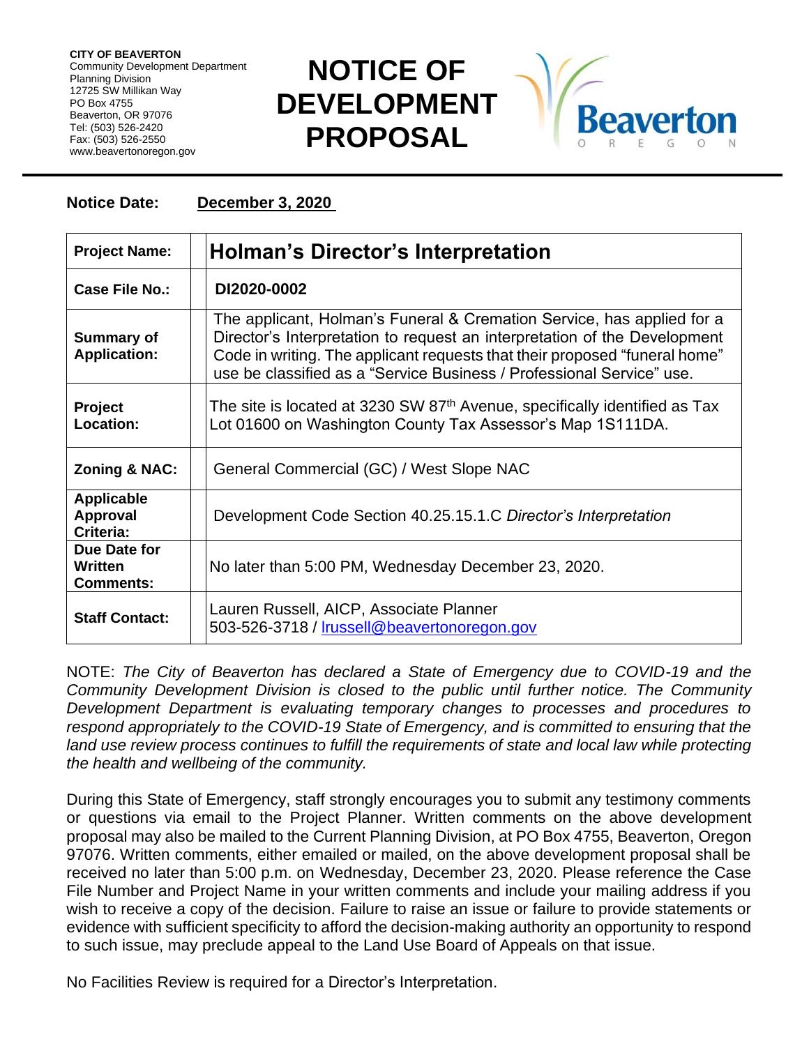**CITY OF BEAVERTON**
Community Development Department
Planning Division
12725 SW Millikan Way
PO Box 4755
Beaverton, OR 97076
Tel: (503) 526-2420
Fax: (503) 526-2550
www.beavertonoregon.gov

# NOTICE OF DEVELOPMENT PROPOSAL

Beaverton OREGON

**Notice Date:** **December 3, 2020**

| | |
|---|---|
| **Project Name:** | **Holman's Director's Interpretation** |
| **Case File No.:** | **DI2020-0002** |
| **Summary of Application:** | The applicant, Holman's Funeral & Cremation Service, has applied for a Director's Interpretation to request an interpretation of the Development Code in writing. The applicant requests that their proposed "funeral home" use be classified as a "Service Business / Professional Service" use. |
| **Project Location:** | The site is located at 3230 SW 87th Avenue, specifically identified as Tax Lot 01600 on Washington County Tax Assessor's Map 1S111DA. |
| **Zoning & NAC:** | General Commercial (GC) / West Slope NAC |
| **Applicable Approval Criteria:** | Development Code Section 40.25.15.1.C *Director's Interpretation* |
| **Due Date for Written Comments:** | No later than 5:00 PM, Wednesday December 23, 2020. |
| **Staff Contact:** | Lauren Russell, AICP, Associate Planner<br>503-526-3718 / lrussell@beavertonoregon.gov |

NOTE: *The City of Beaverton has declared a State of Emergency due to COVID-19 and the Community Development Division is closed to the public until further notice. The Community Development Department is evaluating temporary changes to processes and procedures to respond appropriately to the COVID-19 State of Emergency, and is committed to ensuring that the land use review process continues to fulfill the requirements of state and local law while protecting the health and wellbeing of the community.*

During this State of Emergency, staff strongly encourages you to submit any testimony comments or questions via email to the Project Planner. Written comments on the above development proposal may also be mailed to the Current Planning Division, at PO Box 4755, Beaverton, Oregon 97076. Written comments, either emailed or mailed, on the above development proposal shall be received no later than 5:00 p.m. on Wednesday, December 23, 2020. Please reference the Case File Number and Project Name in your written comments and include your mailing address if you wish to receive a copy of the decision. Failure to raise an issue or failure to provide statements or evidence with sufficient specificity to afford the decision-making authority an opportunity to respond to such issue, may preclude appeal to the Land Use Board of Appeals on that issue.

No Facilities Review is required for a Director's Interpretation.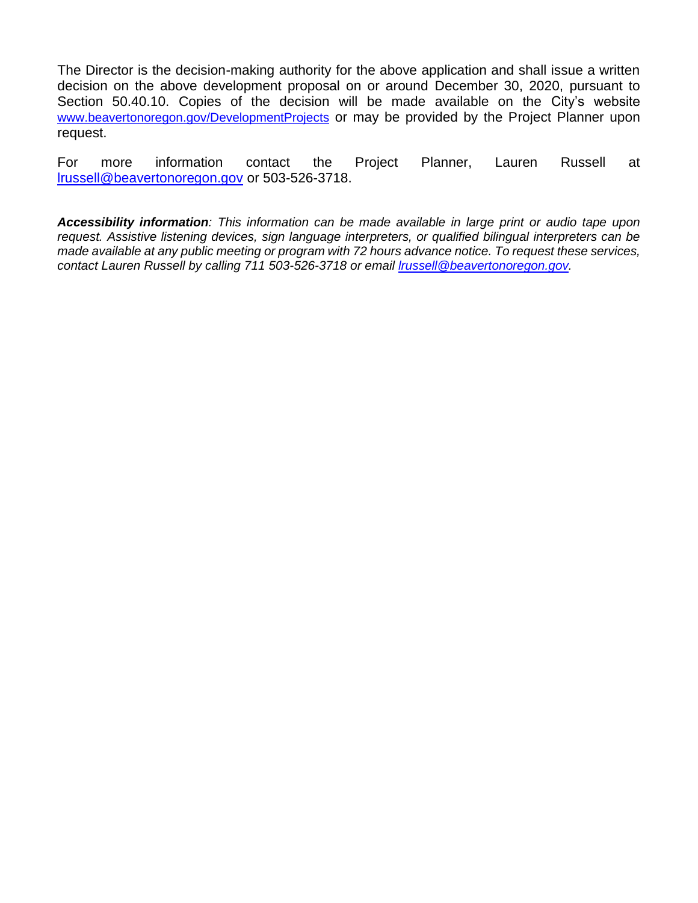The Director is the decision-making authority for the above application and shall issue a written decision on the above development proposal on or around December 30, 2020, pursuant to Section 50.40.10. Copies of the decision will be made available on the City's website www.beavertonoregon.gov/DevelopmentProjects or may be provided by the Project Planner upon request.

For more information contact the Project Planner, Lauren Russell at lrussell@beavertonoregon.gov or 503-526-3718.

***Accessibility information**: This information can be made available in large print or audio tape upon request. Assistive listening devices, sign language interpreters, or qualified bilingual interpreters can be made available at any public meeting or program with 72 hours advance notice. To request these services, contact Lauren Russell by calling 711 503-526-3718 or email lrussell@beavertonoregon.gov.*